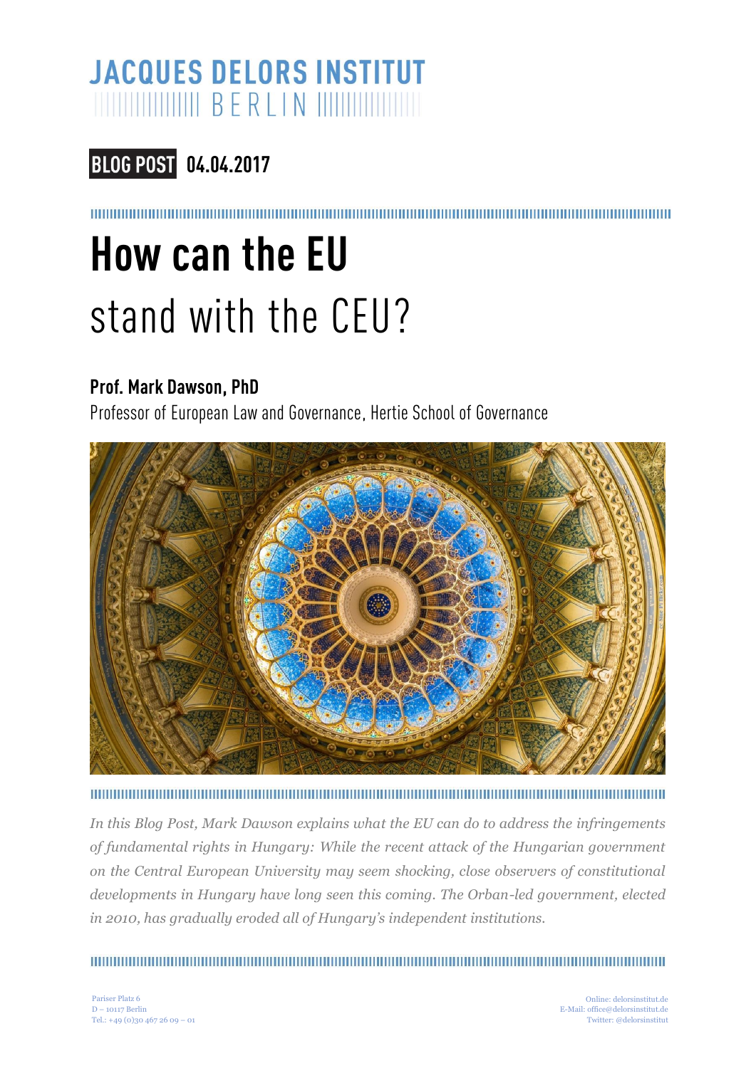# JACQUES DELORS INSTITUT BERLIN

**BLOG POST** 04.04.2017

# How can the EU stand with the CEU?

**Prof. Mark Dawson, PhD**

Professor of European Law and Governance, Hertie School of Governance

*In this Blog Post, Mark Dawson explains what the EU can do to address the infringements of fundamental rights in Hungary: While the recent attack of the Hungarian government on the Central European University may seem shocking, close observers of constitutional developments in Hungary have long seen this coming. The Orban-led government, elected in 2010, has gradually eroded all of Hungary's independent institutions.*

Pariser Platz 6
D – 10117 Berlin
Tel.: +49 (0)30 467 26 09 – 01

Online: delorsinstitut.de
E-Mail: office@delorsinstitut.de
Twitter: @delorsinstitut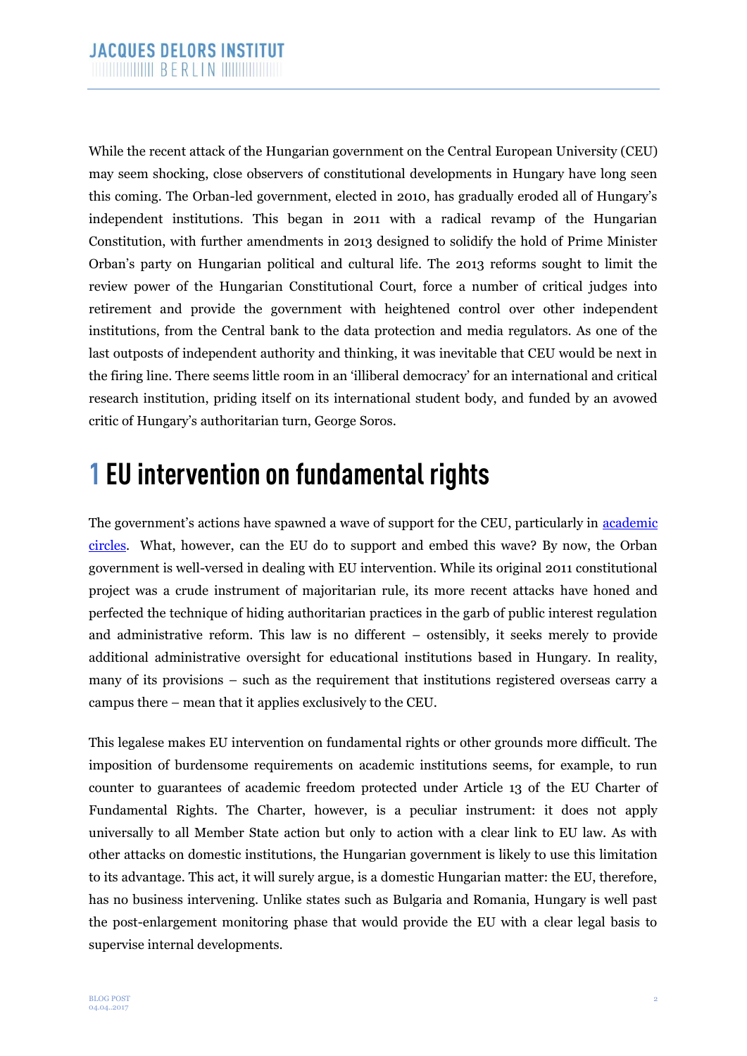While the recent attack of the Hungarian government on the Central European University (CEU) may seem shocking, close observers of constitutional developments in Hungary have long seen this coming. The Orban-led government, elected in 2010, has gradually eroded all of Hungary's independent institutions. This began in 2011 with a radical revamp of the Hungarian Constitution, with further amendments in 2013 designed to solidify the hold of Prime Minister Orban's party on Hungarian political and cultural life. The 2013 reforms sought to limit the review power of the Hungarian Constitutional Court, force a number of critical judges into retirement and provide the government with heightened control over other independent institutions, from the Central bank to the data protection and media regulators. As one of the last outposts of independent authority and thinking, it was inevitable that CEU would be next in the firing line. There seems little room in an 'illiberal democracy' for an international and critical research institution, priding itself on its international student body, and funded by an avowed critic of Hungary's authoritarian turn, George Soros.

# 1 EU intervention on fundamental rights

The government's actions have spawned a wave of support for the CEU, particularly in academic circles. What, however, can the EU do to support and embed this wave? By now, the Orban government is well-versed in dealing with EU intervention. While its original 2011 constitutional project was a crude instrument of majoritarian rule, its more recent attacks have honed and perfected the technique of hiding authoritarian practices in the garb of public interest regulation and administrative reform. This law is no different – ostensibly, it seeks merely to provide additional administrative oversight for educational institutions based in Hungary. In reality, many of its provisions – such as the requirement that institutions registered overseas carry a campus there – mean that it applies exclusively to the CEU.

This legalese makes EU intervention on fundamental rights or other grounds more difficult. The imposition of burdensome requirements on academic institutions seems, for example, to run counter to guarantees of academic freedom protected under Article 13 of the EU Charter of Fundamental Rights. The Charter, however, is a peculiar instrument: it does not apply universally to all Member State action but only to action with a clear link to EU law. As with other attacks on domestic institutions, the Hungarian government is likely to use this limitation to its advantage. This act, it will surely argue, is a domestic Hungarian matter: the EU, therefore, has no business intervening. Unlike states such as Bulgaria and Romania, Hungary is well past the post-enlargement monitoring phase that would provide the EU with a clear legal basis to supervise internal developments.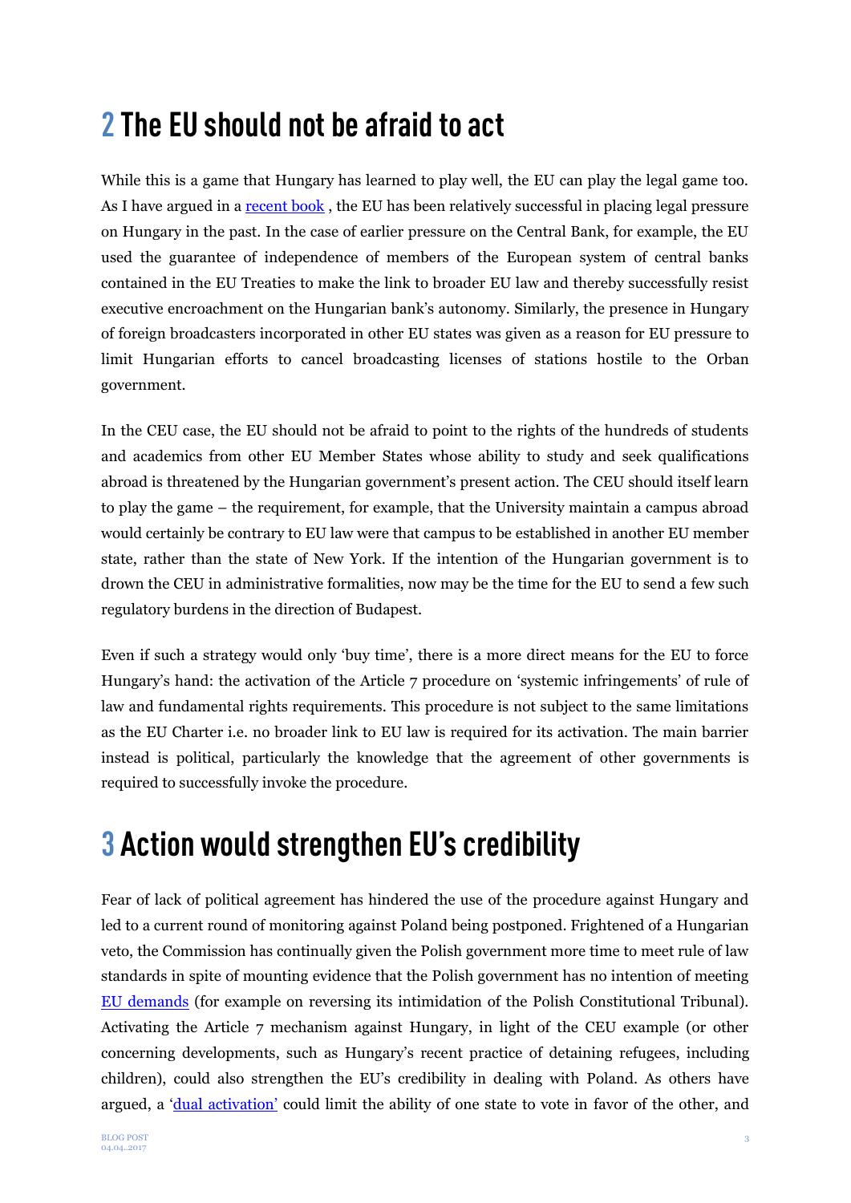## 2 The EU should not be afraid to act

While this is a game that Hungary has learned to play well, the EU can play the legal game too. As I have argued in a recent book , the EU has been relatively successful in placing legal pressure on Hungary in the past. In the case of earlier pressure on the Central Bank, for example, the EU used the guarantee of independence of members of the European system of central banks contained in the EU Treaties to make the link to broader EU law and thereby successfully resist executive encroachment on the Hungarian bank's autonomy. Similarly, the presence in Hungary of foreign broadcasters incorporated in other EU states was given as a reason for EU pressure to limit Hungarian efforts to cancel broadcasting licenses of stations hostile to the Orban government.

In the CEU case, the EU should not be afraid to point to the rights of the hundreds of students and academics from other EU Member States whose ability to study and seek qualifications abroad is threatened by the Hungarian government's present action. The CEU should itself learn to play the game – the requirement, for example, that the University maintain a campus abroad would certainly be contrary to EU law were that campus to be established in another EU member state, rather than the state of New York. If the intention of the Hungarian government is to drown the CEU in administrative formalities, now may be the time for the EU to send a few such regulatory burdens in the direction of Budapest.

Even if such a strategy would only 'buy time', there is a more direct means for the EU to force Hungary's hand: the activation of the Article 7 procedure on 'systemic infringements' of rule of law and fundamental rights requirements. This procedure is not subject to the same limitations as the EU Charter i.e. no broader link to EU law is required for its activation. The main barrier instead is political, particularly the knowledge that the agreement of other governments is required to successfully invoke the procedure.

## 3 Action would strengthen EU's credibility

Fear of lack of political agreement has hindered the use of the procedure against Hungary and led to a current round of monitoring against Poland being postponed. Frightened of a Hungarian veto, the Commission has continually given the Polish government more time to meet rule of law standards in spite of mounting evidence that the Polish government has no intention of meeting EU demands (for example on reversing its intimidation of the Polish Constitutional Tribunal). Activating the Article 7 mechanism against Hungary, in light of the CEU example (or other concerning developments, such as Hungary's recent practice of detaining refugees, including children), could also strengthen the EU's credibility in dealing with Poland. As others have argued, a 'dual activation' could limit the ability of one state to vote in favor of the other, and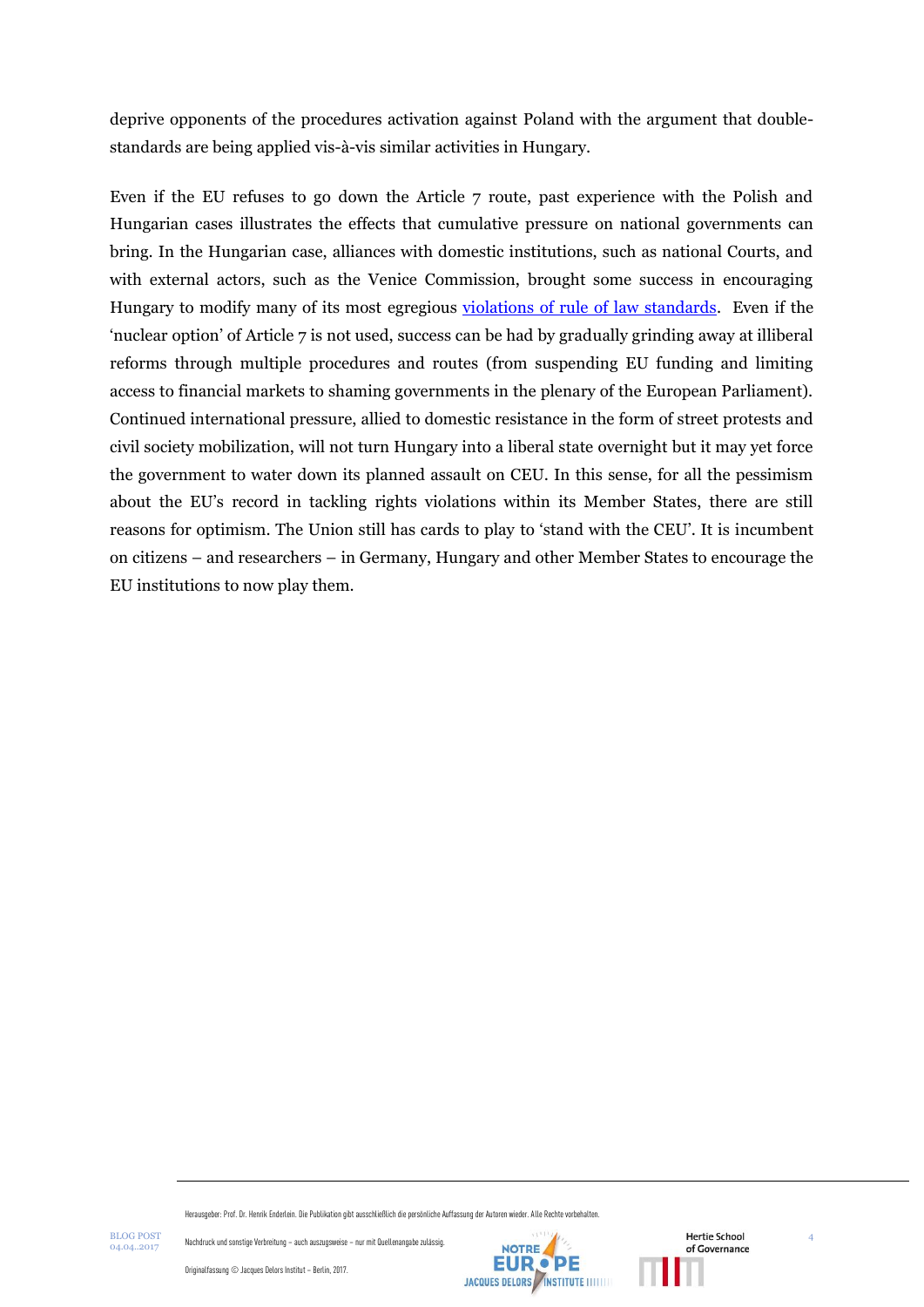deprive opponents of the procedures activation against Poland with the argument that double-standards are being applied vis-à-vis similar activities in Hungary.

Even if the EU refuses to go down the Article 7 route, past experience with the Polish and Hungarian cases illustrates the effects that cumulative pressure on national governments can bring. In the Hungarian case, alliances with domestic institutions, such as national Courts, and with external actors, such as the Venice Commission, brought some success in encouraging Hungary to modify many of its most egregious violations of rule of law standards. Even if the 'nuclear option' of Article 7 is not used, success can be had by gradually grinding away at illiberal reforms through multiple procedures and routes (from suspending EU funding and limiting access to financial markets to shaming governments in the plenary of the European Parliament). Continued international pressure, allied to domestic resistance in the form of street protests and civil society mobilization, will not turn Hungary into a liberal state overnight but it may yet force the government to water down its planned assault on CEU. In this sense, for all the pessimism about the EU's record in tackling rights violations within its Member States, there are still reasons for optimism. The Union still has cards to play to 'stand with the CEU'. It is incumbent on citizens – and researchers – in Germany, Hungary and other Member States to encourage the EU institutions to now play them.

Herausgeber: Prof. Dr. Henrik Enderlein. Die Publikation gibt ausschließlich die persönliche Auffassung der Autoren wieder. Alle Rechte vorbehalten.

Nachdruck und sonstige Verbreitung – auch auszugsweise – nur mit Quellenangabe zulässig.

Originalfassung © Jacques Delors Institut – Berlin, 2017.